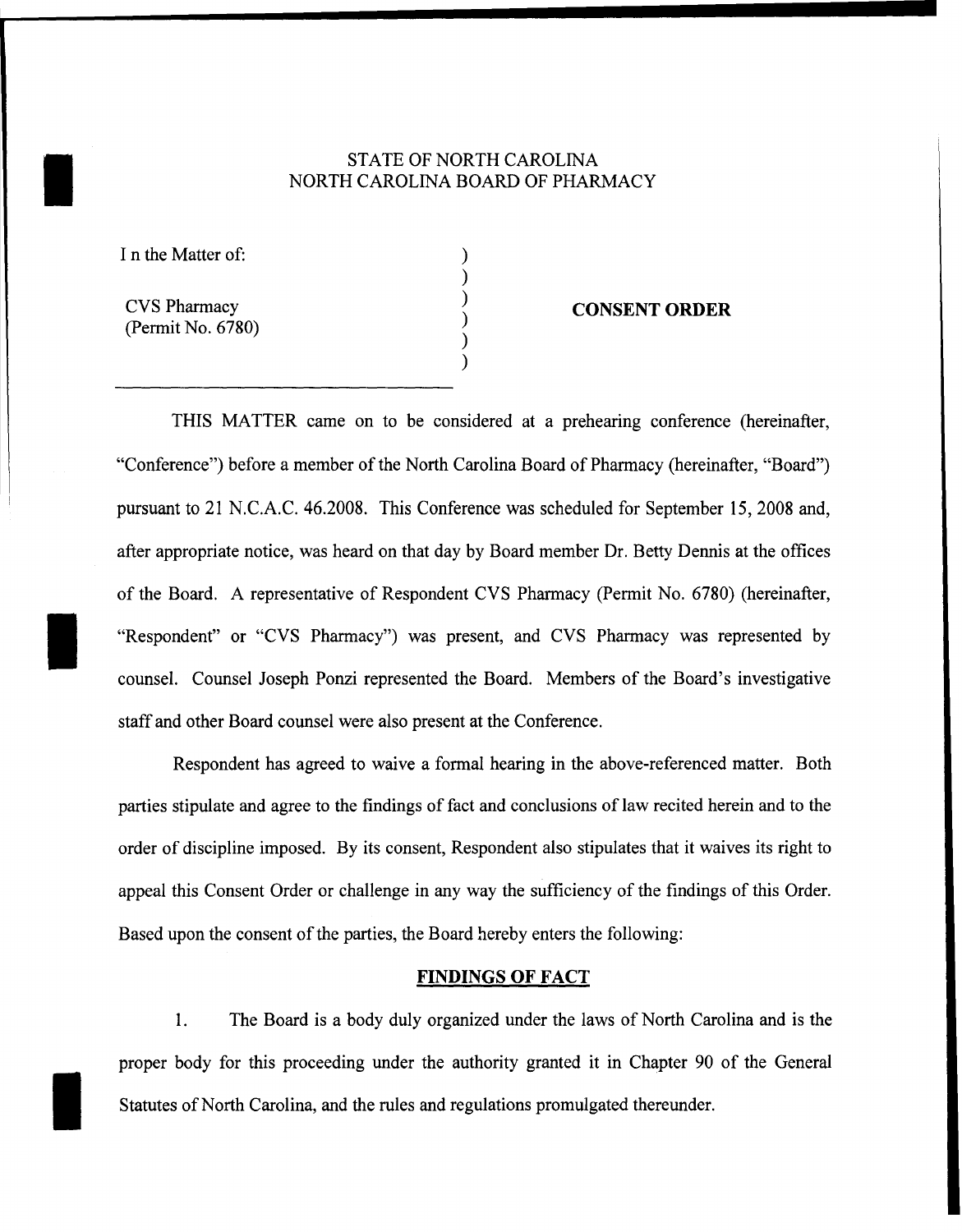STATE OF NORTH CAROLINA
NORTH CAROLINA BOARD OF PHARMACY

I n the Matter of:

CVS Pharmacy
(Permit No. 6780)

**CONSENT ORDER**

THIS MATTER came on to be considered at a prehearing conference (hereinafter, "Conference") before a member of the North Carolina Board of Pharmacy (hereinafter, "Board") pursuant to 21 N.C.A.C. 46.2008. This Conference was scheduled for September 15, 2008 and, after appropriate notice, was heard on that day by Board member Dr. Betty Dennis at the offices of the Board. A representative of Respondent CVS Pharmacy (Permit No. 6780) (hereinafter, "Respondent" or "CVS Pharmacy") was present, and CVS Pharmacy was represented by counsel. Counsel Joseph Ponzi represented the Board. Members of the Board's investigative staff and other Board counsel were also present at the Conference.

Respondent has agreed to waive a formal hearing in the above-referenced matter. Both parties stipulate and agree to the findings of fact and conclusions of law recited herein and to the order of discipline imposed. By its consent, Respondent also stipulates that it waives its right to appeal this Consent Order or challenge in any way the sufficiency of the findings of this Order. Based upon the consent of the parties, the Board hereby enters the following:

**FINDINGS OF FACT**

1. The Board is a body duly organized under the laws of North Carolina and is the proper body for this proceeding under the authority granted it in Chapter 90 of the General Statutes of North Carolina, and the rules and regulations promulgated thereunder.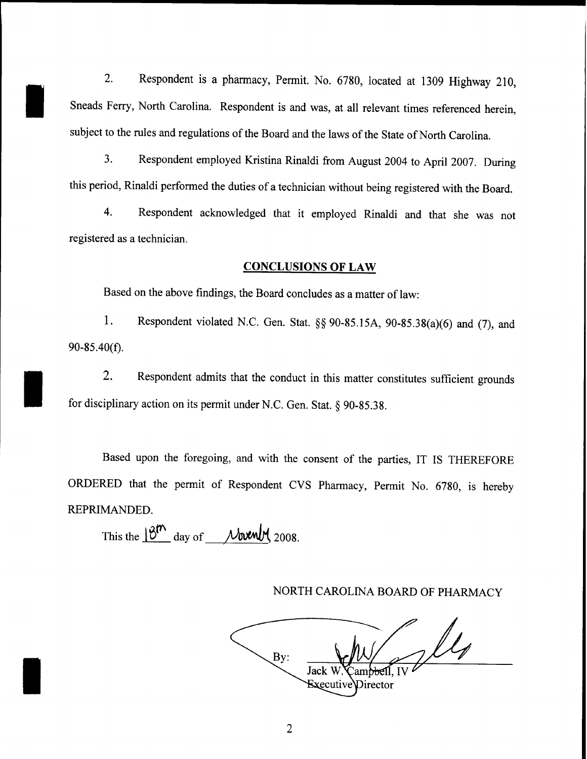2. Respondent is a pharmacy, Permit. No. 6780, located at 1309 Highway 210, Sneads Ferry, North Carolina. Respondent is and was, at all relevant times referenced herein, subject to the rules and regulations of the Board and the laws of the State of North Carolina.

3. Respondent employed Kristina Rinaldi from August 2004 to April 2007. During this period, Rinaldi performed the duties of a technician without being registered with the Board.

4. Respondent acknowledged that it employed Rinaldi and that she was not registered as a technician.

## CONCLUSIONS OF LAW

Based on the above findings, the Board concludes as a matter of law:

1. Respondent violated N.C. Gen. Stat. §§ 90-85.15A, 90-85.38(a)(6) and (7), and 90-85.40(f).

2. Respondent admits that the conduct in this matter constitutes sufficient grounds for disciplinary action on its permit under N.C. Gen. Stat. § 90-85.38.

Based upon the foregoing, and with the consent of the parties, IT IS THEREFORE ORDERED that the permit of Respondent CVS Pharmacy, Permit No. 6780, is hereby REPRIMANDED.

This the 18th day of November 2008.

NORTH CAROLINA BOARD OF PHARMACY

By: ______________________
Jack W. Campbell, IV
Executive Director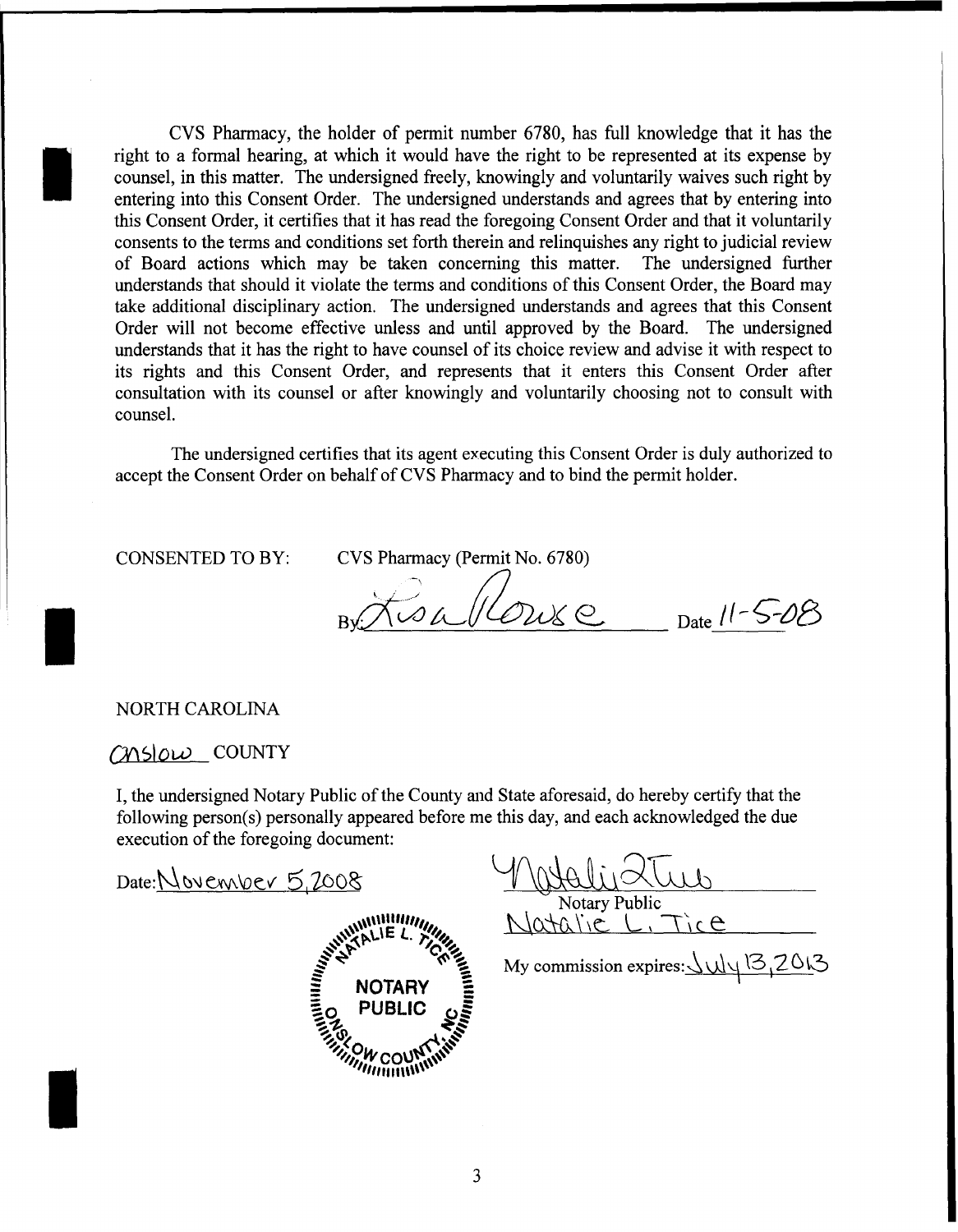CVS Pharmacy, the holder of permit number 6780, has full knowledge that it has the right to a formal hearing, at which it would have the right to be represented at its expense by counsel, in this matter. The undersigned freely, knowingly and voluntarily waives such right by entering into this Consent Order. The undersigned understands and agrees that by entering into this Consent Order, it certifies that it has read the foregoing Consent Order and that it voluntarily consents to the terms and conditions set forth therein and relinquishes any right to judicial review of Board actions which may be taken concerning this matter. The undersigned further understands that should it violate the terms and conditions of this Consent Order, the Board may take additional disciplinary action. The undersigned understands and agrees that this Consent Order will not become effective unless and until approved by the Board. The undersigned understands that it has the right to have counsel of its choice review and advise it with respect to its rights and this Consent Order, and represents that it enters this Consent Order after consultation with its counsel or after knowingly and voluntarily choosing not to consult with counsel.

The undersigned certifies that its agent executing this Consent Order is duly authorized to accept the Consent Order on behalf of CVS Pharmacy and to bind the permit holder.

CONSENTED TO BY: CVS Pharmacy (Permit No. 6780)

By: Lisa Rouse Date 11-5-08

NORTH CAROLINA

Onslow COUNTY

I, the undersigned Notary Public of the County and State aforesaid, do hereby certify that the following person(s) personally appeared before me this day, and each acknowledged the due execution of the foregoing document:

Date: November 5, 2008

Natalie L. Tice
Notary Public
Natalie L. Tice

My commission expires: July 13, 2013

NATALIE L. TICE
NOTARY PUBLIC
ONSLOW COUNTY, NC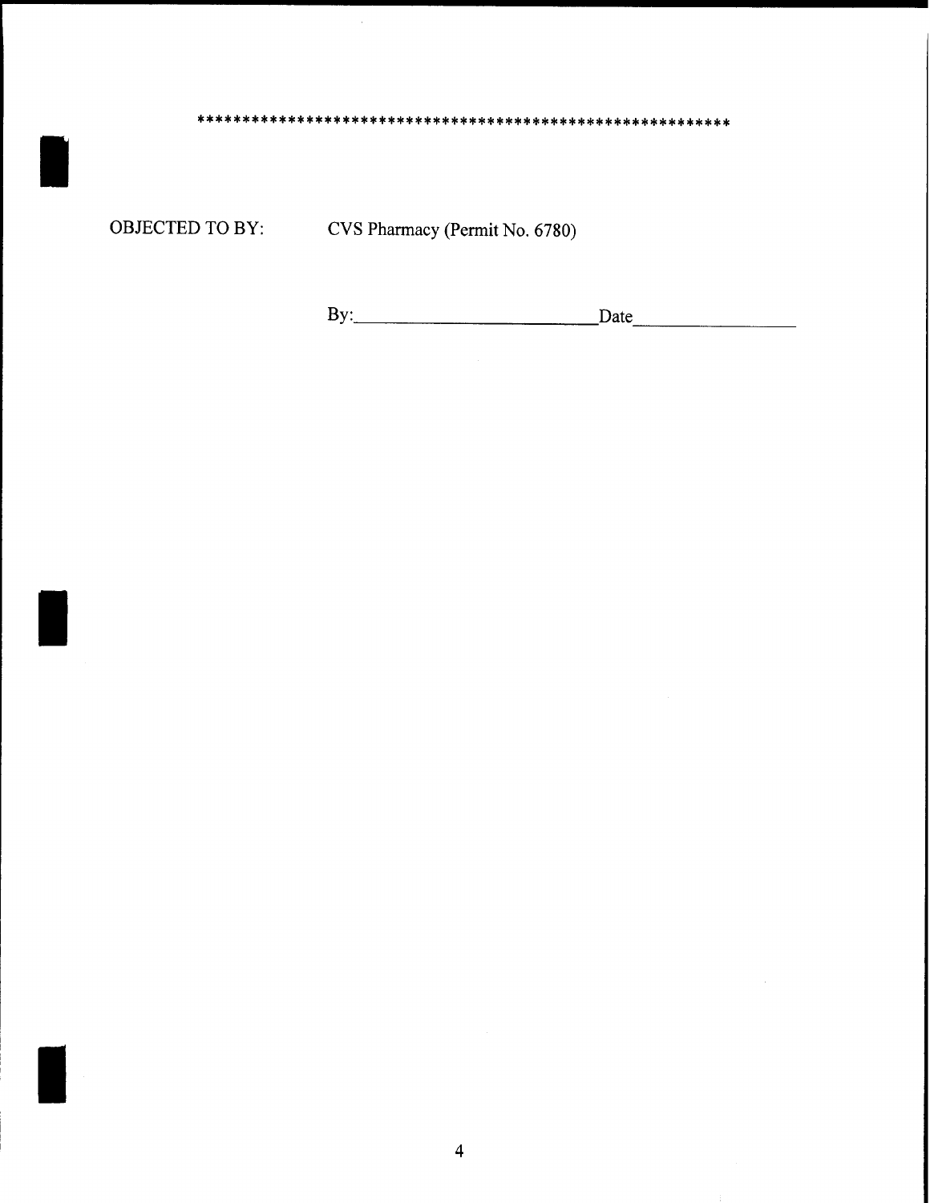*************************************************************

OBJECTED TO BY: CVS Pharmacy (Permit No. 6780)

By:_________________________Date_________________